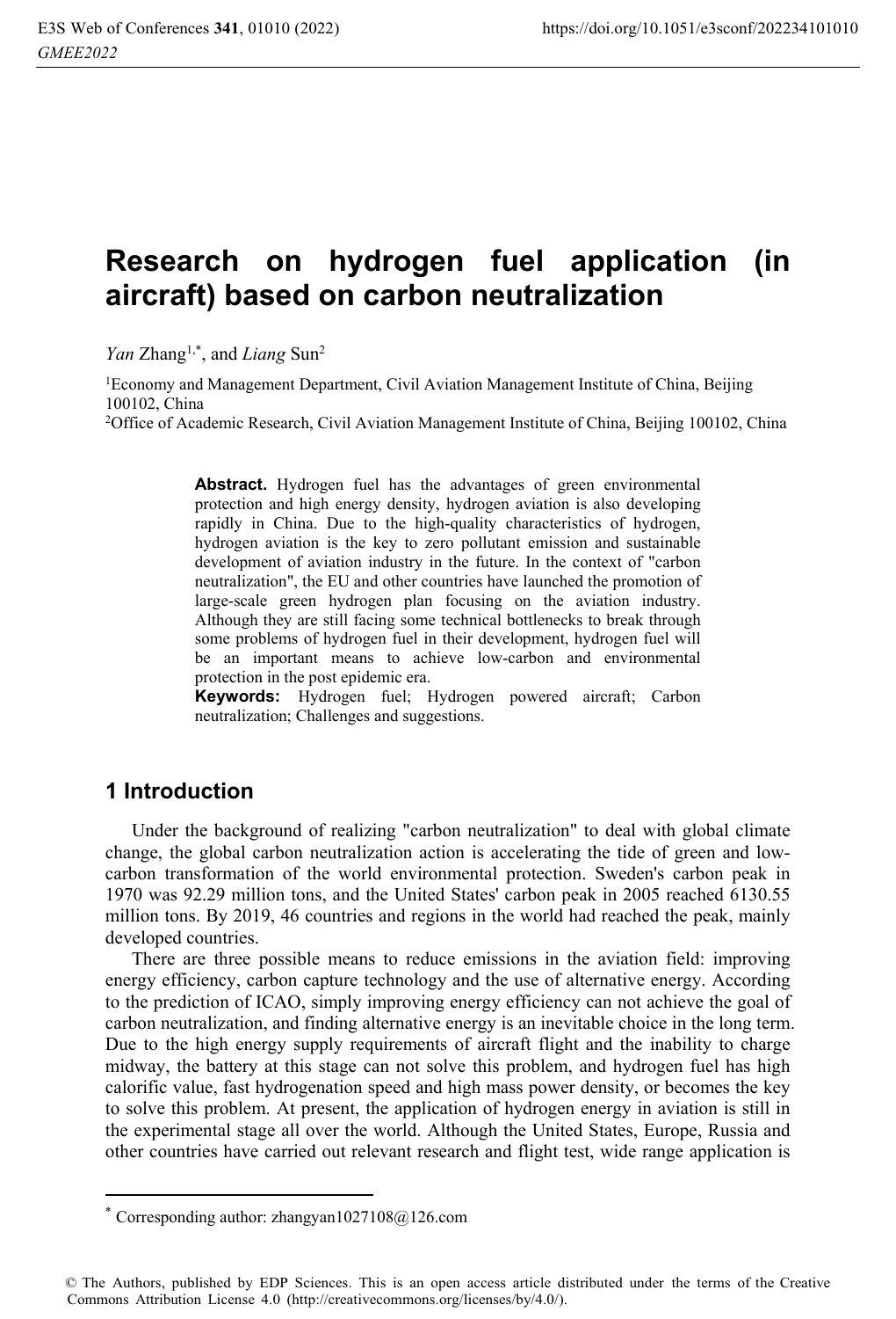# Research on hydrogen fuel application (in aircraft) based on carbon neutralization

*Yan* Zhang[1,*], and *Liang* Sun[2]

[1]Economy and Management Department, Civil Aviation Management Institute of China, Beijing 100102, China

[2]Office of Academic Research, Civil Aviation Management Institute of China, Beijing 100102, China

**Abstract.** Hydrogen fuel has the advantages of green environmental protection and high energy density, hydrogen aviation is also developing rapidly in China. Due to the high-quality characteristics of hydrogen, hydrogen aviation is the key to zero pollutant emission and sustainable development of aviation industry in the future. In the context of "carbon neutralization", the EU and other countries have launched the promotion of large-scale green hydrogen plan focusing on the aviation industry. Although they are still facing some technical bottlenecks to break through some problems of hydrogen fuel in their development, hydrogen fuel will be an important means to achieve low-carbon and environmental protection in the post epidemic era.

**Keywords:** Hydrogen fuel; Hydrogen powered aircraft; Carbon neutralization; Challenges and suggestions.

## 1 Introduction

Under the background of realizing "carbon neutralization" to deal with global climate change, the global carbon neutralization action is accelerating the tide of green and low-carbon transformation of the world environmental protection. Sweden's carbon peak in 1970 was 92.29 million tons, and the United States' carbon peak in 2005 reached 6130.55 million tons. By 2019, 46 countries and regions in the world had reached the peak, mainly developed countries.

There are three possible means to reduce emissions in the aviation field: improving energy efficiency, carbon capture technology and the use of alternative energy. According to the prediction of ICAO, simply improving energy efficiency can not achieve the goal of carbon neutralization, and finding alternative energy is an inevitable choice in the long term. Due to the high energy supply requirements of aircraft flight and the inability to charge midway, the battery at this stage can not solve this problem, and hydrogen fuel has high calorific value, fast hydrogenation speed and high mass power density, or becomes the key to solve this problem. At present, the application of hydrogen energy in aviation is still in the experimental stage all over the world. Although the United States, Europe, Russia and other countries have carried out relevant research and flight test, wide range application is

---

* Corresponding author: zhangyan1027108@126.com

© The Authors, published by EDP Sciences. This is an open access article distributed under the terms of the Creative Commons Attribution License 4.0 (http://creativecommons.org/licenses/by/4.0/).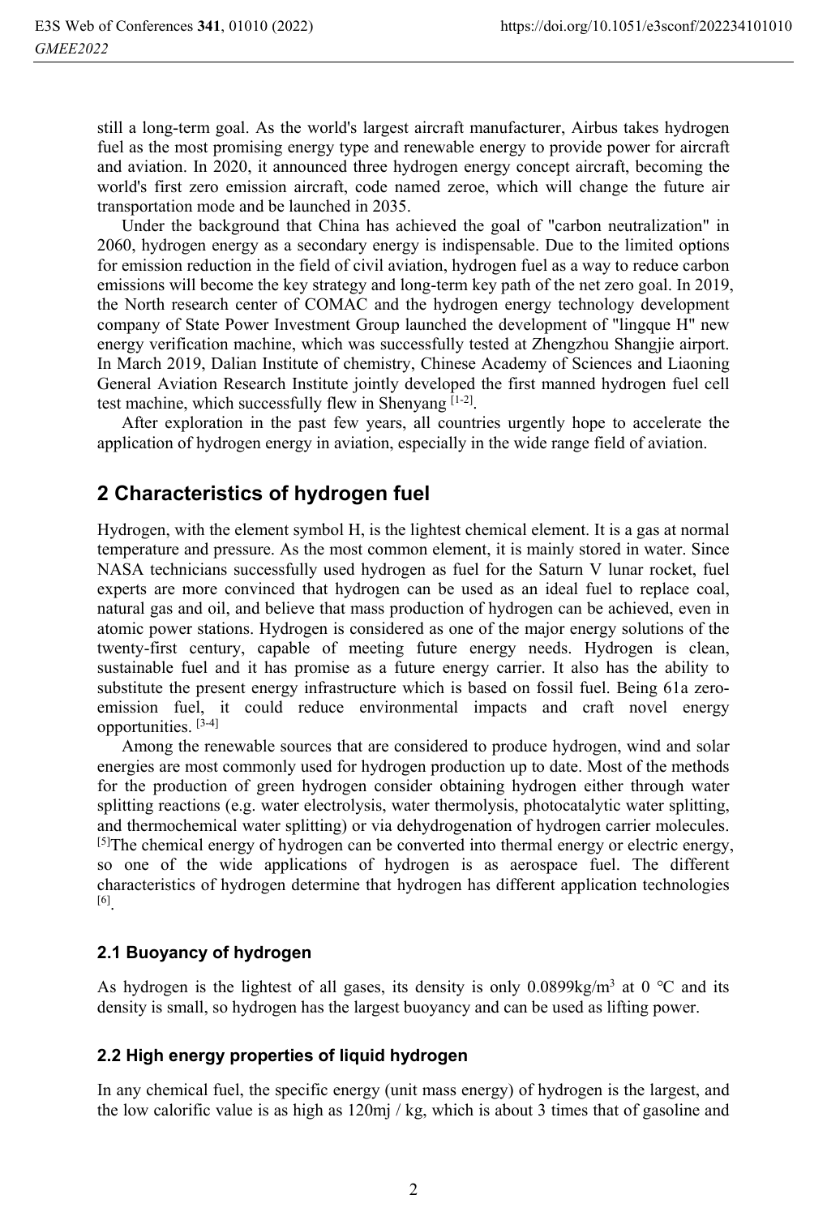still a long-term goal. As the world's largest aircraft manufacturer, Airbus takes hydrogen fuel as the most promising energy type and renewable energy to provide power for aircraft and aviation. In 2020, it announced three hydrogen energy concept aircraft, becoming the world's first zero emission aircraft, code named zeroe, which will change the future air transportation mode and be launched in 2035.

Under the background that China has achieved the goal of "carbon neutralization" in 2060, hydrogen energy as a secondary energy is indispensable. Due to the limited options for emission reduction in the field of civil aviation, hydrogen fuel as a way to reduce carbon emissions will become the key strategy and long-term key path of the net zero goal. In 2019, the North research center of COMAC and the hydrogen energy technology development company of State Power Investment Group launched the development of "lingque H" new energy verification machine, which was successfully tested at Zhengzhou Shangjie airport. In March 2019, Dalian Institute of chemistry, Chinese Academy of Sciences and Liaoning General Aviation Research Institute jointly developed the first manned hydrogen fuel cell test machine, which successfully flew in Shenyang [1-2].

After exploration in the past few years, all countries urgently hope to accelerate the application of hydrogen energy in aviation, especially in the wide range field of aviation.

## 2 Characteristics of hydrogen fuel

Hydrogen, with the element symbol H, is the lightest chemical element. It is a gas at normal temperature and pressure. As the most common element, it is mainly stored in water. Since NASA technicians successfully used hydrogen as fuel for the Saturn V lunar rocket, fuel experts are more convinced that hydrogen can be used as an ideal fuel to replace coal, natural gas and oil, and believe that mass production of hydrogen can be achieved, even in atomic power stations. Hydrogen is considered as one of the major energy solutions of the twenty-first century, capable of meeting future energy needs. Hydrogen is clean, sustainable fuel and it has promise as a future energy carrier. It also has the ability to substitute the present energy infrastructure which is based on fossil fuel. Being 61a zero-emission fuel, it could reduce environmental impacts and craft novel energy opportunities. [3-4]

Among the renewable sources that are considered to produce hydrogen, wind and solar energies are most commonly used for hydrogen production up to date. Most of the methods for the production of green hydrogen consider obtaining hydrogen either through water splitting reactions (e.g. water electrolysis, water thermolysis, photocatalytic water splitting, and thermochemical water splitting) or via dehydrogenation of hydrogen carrier molecules. [5]The chemical energy of hydrogen can be converted into thermal energy or electric energy, so one of the wide applications of hydrogen is as aerospace fuel. The different characteristics of hydrogen determine that hydrogen has different application technologies [6].

### 2.1 Buoyancy of hydrogen

As hydrogen is the lightest of all gases, its density is only 0.0899kg/m$^3$ at 0 ℃ and its density is small, so hydrogen has the largest buoyancy and can be used as lifting power.

### 2.2 High energy properties of liquid hydrogen

In any chemical fuel, the specific energy (unit mass energy) of hydrogen is the largest, and the low calorific value is as high as 120mj / kg, which is about 3 times that of gasoline and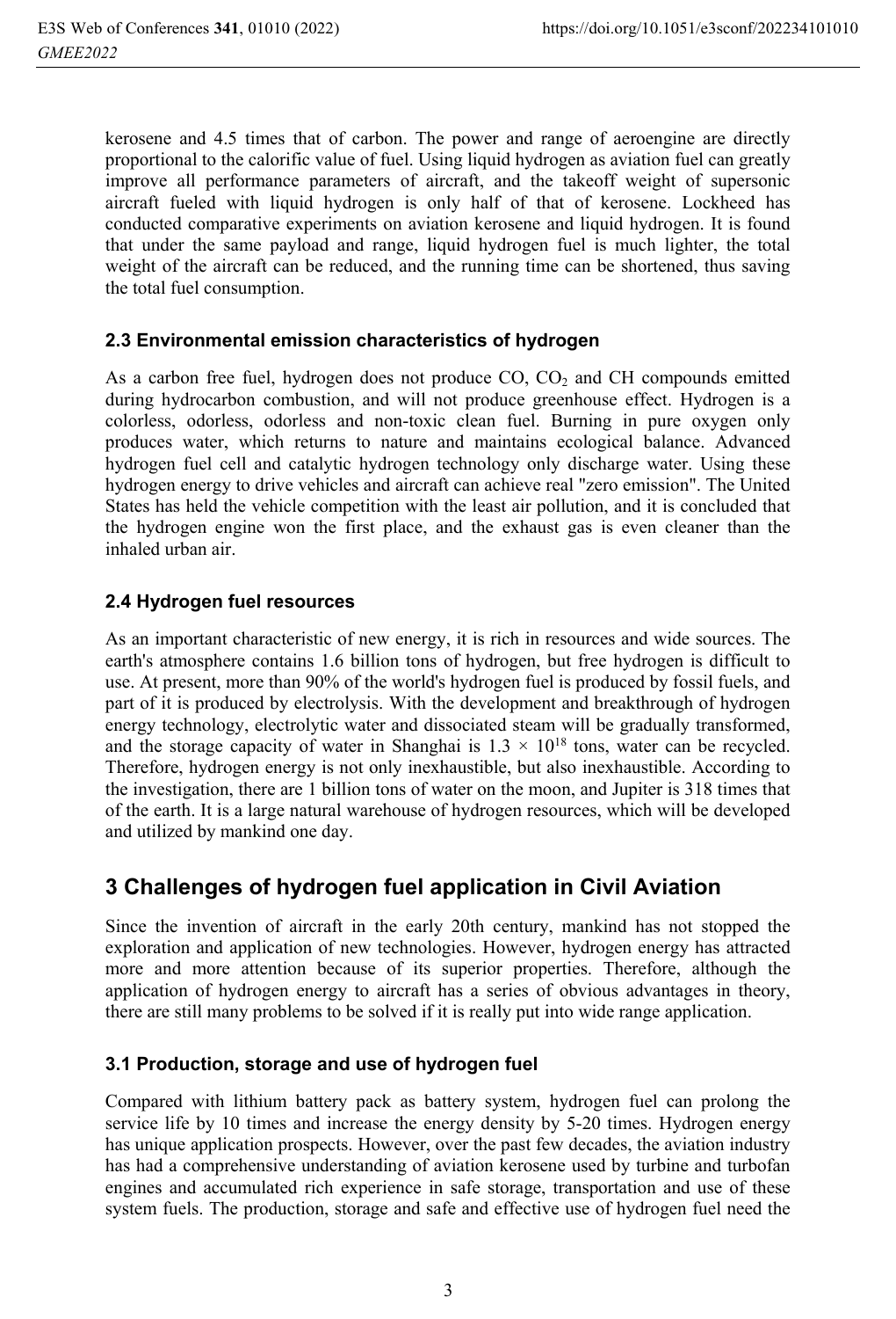kerosene and 4.5 times that of carbon. The power and range of aeroengine are directly proportional to the calorific value of fuel. Using liquid hydrogen as aviation fuel can greatly improve all performance parameters of aircraft, and the takeoff weight of supersonic aircraft fueled with liquid hydrogen is only half of that of kerosene. Lockheed has conducted comparative experiments on aviation kerosene and liquid hydrogen. It is found that under the same payload and range, liquid hydrogen fuel is much lighter, the total weight of the aircraft can be reduced, and the running time can be shortened, thus saving the total fuel consumption.

### 2.3 Environmental emission characteristics of hydrogen

As a carbon free fuel, hydrogen does not produce CO, $CO_2$ and CH compounds emitted during hydrocarbon combustion, and will not produce greenhouse effect. Hydrogen is a colorless, odorless, odorless and non-toxic clean fuel. Burning in pure oxygen only produces water, which returns to nature and maintains ecological balance. Advanced hydrogen fuel cell and catalytic hydrogen technology only discharge water. Using these hydrogen energy to drive vehicles and aircraft can achieve real "zero emission". The United States has held the vehicle competition with the least air pollution, and it is concluded that the hydrogen engine won the first place, and the exhaust gas is even cleaner than the inhaled urban air.

### 2.4 Hydrogen fuel resources

As an important characteristic of new energy, it is rich in resources and wide sources. The earth's atmosphere contains 1.6 billion tons of hydrogen, but free hydrogen is difficult to use. At present, more than 90% of the world's hydrogen fuel is produced by fossil fuels, and part of it is produced by electrolysis. With the development and breakthrough of hydrogen energy technology, electrolytic water and dissociated steam will be gradually transformed, and the storage capacity of water in Shanghai is $1.3 \times 10^{18}$ tons, water can be recycled. Therefore, hydrogen energy is not only inexhaustible, but also inexhaustible. According to the investigation, there are 1 billion tons of water on the moon, and Jupiter is 318 times that of the earth. It is a large natural warehouse of hydrogen resources, which will be developed and utilized by mankind one day.

## 3 Challenges of hydrogen fuel application in Civil Aviation

Since the invention of aircraft in the early 20th century, mankind has not stopped the exploration and application of new technologies. However, hydrogen energy has attracted more and more attention because of its superior properties. Therefore, although the application of hydrogen energy to aircraft has a series of obvious advantages in theory, there are still many problems to be solved if it is really put into wide range application.

### 3.1 Production, storage and use of hydrogen fuel

Compared with lithium battery pack as battery system, hydrogen fuel can prolong the service life by 10 times and increase the energy density by 5-20 times. Hydrogen energy has unique application prospects. However, over the past few decades, the aviation industry has had a comprehensive understanding of aviation kerosene used by turbine and turbofan engines and accumulated rich experience in safe storage, transportation and use of these system fuels. The production, storage and safe and effective use of hydrogen fuel need the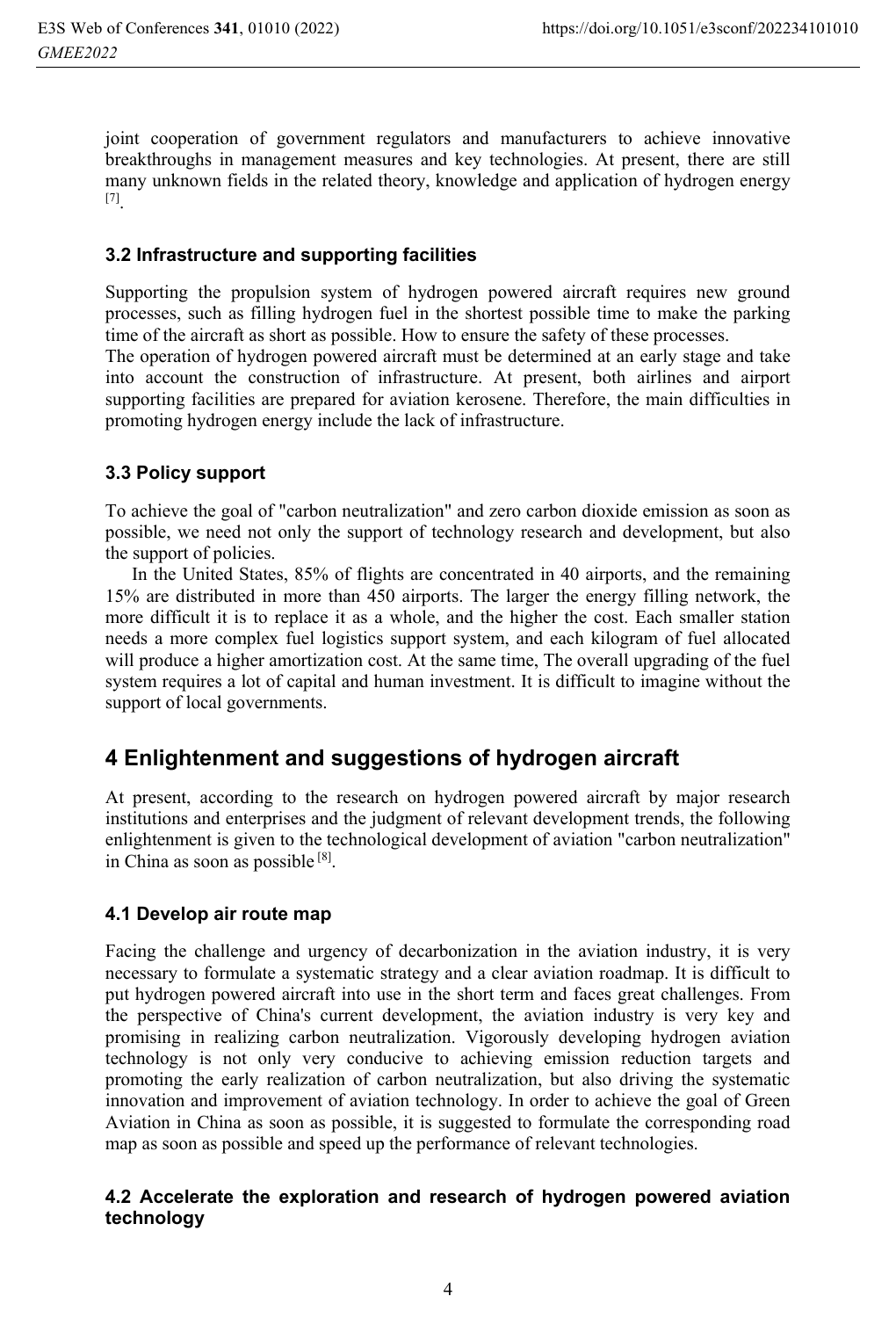joint cooperation of government regulators and manufacturers to achieve innovative breakthroughs in management measures and key technologies. At present, there are still many unknown fields in the related theory, knowledge and application of hydrogen energy [7].

### 3.2 Infrastructure and supporting facilities

Supporting the propulsion system of hydrogen powered aircraft requires new ground processes, such as filling hydrogen fuel in the shortest possible time to make the parking time of the aircraft as short as possible. How to ensure the safety of these processes.

The operation of hydrogen powered aircraft must be determined at an early stage and take into account the construction of infrastructure. At present, both airlines and airport supporting facilities are prepared for aviation kerosene. Therefore, the main difficulties in promoting hydrogen energy include the lack of infrastructure.

### 3.3 Policy support

To achieve the goal of "carbon neutralization" and zero carbon dioxide emission as soon as possible, we need not only the support of technology research and development, but also the support of policies.

In the United States, 85% of flights are concentrated in 40 airports, and the remaining 15% are distributed in more than 450 airports. The larger the energy filling network, the more difficult it is to replace it as a whole, and the higher the cost. Each smaller station needs a more complex fuel logistics support system, and each kilogram of fuel allocated will produce a higher amortization cost. At the same time, The overall upgrading of the fuel system requires a lot of capital and human investment. It is difficult to imagine without the support of local governments.

## 4 Enlightenment and suggestions of hydrogen aircraft

At present, according to the research on hydrogen powered aircraft by major research institutions and enterprises and the judgment of relevant development trends, the following enlightenment is given to the technological development of aviation "carbon neutralization" in China as soon as possible [8].

### 4.1 Develop air route map

Facing the challenge and urgency of decarbonization in the aviation industry, it is very necessary to formulate a systematic strategy and a clear aviation roadmap. It is difficult to put hydrogen powered aircraft into use in the short term and faces great challenges. From the perspective of China's current development, the aviation industry is very key and promising in realizing carbon neutralization. Vigorously developing hydrogen aviation technology is not only very conducive to achieving emission reduction targets and promoting the early realization of carbon neutralization, but also driving the systematic innovation and improvement of aviation technology. In order to achieve the goal of Green Aviation in China as soon as possible, it is suggested to formulate the corresponding road map as soon as possible and speed up the performance of relevant technologies.

### 4.2 Accelerate the exploration and research of hydrogen powered aviation technology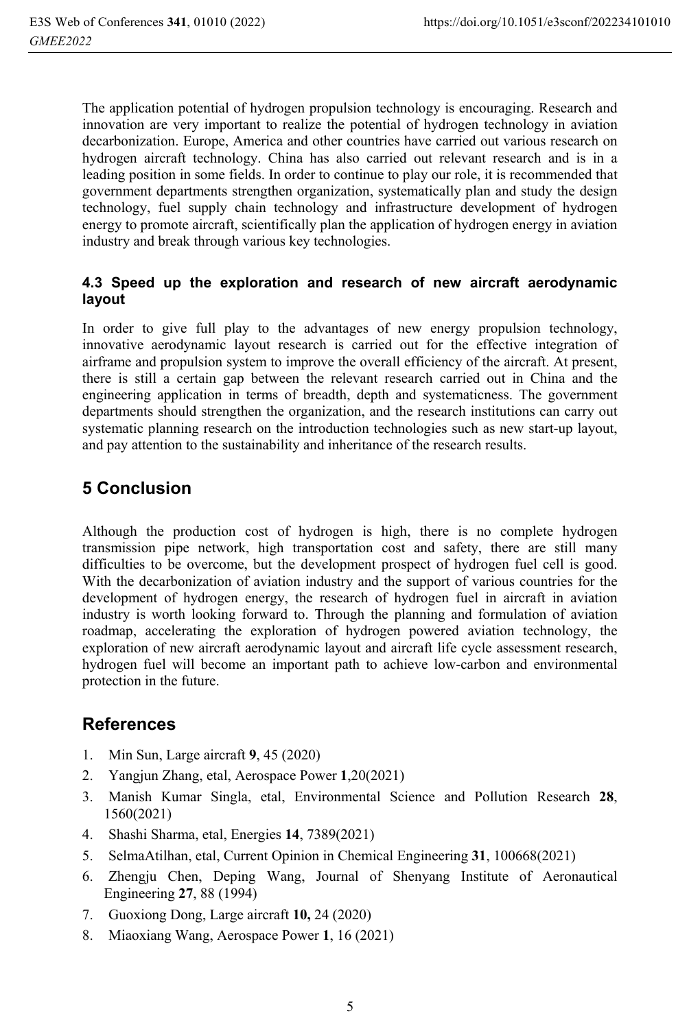The application potential of hydrogen propulsion technology is encouraging. Research and innovation are very important to realize the potential of hydrogen technology in aviation decarbonization. Europe, America and other countries have carried out various research on hydrogen aircraft technology. China has also carried out relevant research and is in a leading position in some fields. In order to continue to play our role, it is recommended that government departments strengthen organization, systematically plan and study the design technology, fuel supply chain technology and infrastructure development of hydrogen energy to promote aircraft, scientifically plan the application of hydrogen energy in aviation industry and break through various key technologies.

### 4.3 Speed up the exploration and research of new aircraft aerodynamic layout

In order to give full play to the advantages of new energy propulsion technology, innovative aerodynamic layout research is carried out for the effective integration of airframe and propulsion system to improve the overall efficiency of the aircraft. At present, there is still a certain gap between the relevant research carried out in China and the engineering application in terms of breadth, depth and systematicness. The government departments should strengthen the organization, and the research institutions can carry out systematic planning research on the introduction technologies such as new start-up layout, and pay attention to the sustainability and inheritance of the research results.

## 5 Conclusion

Although the production cost of hydrogen is high, there is no complete hydrogen transmission pipe network, high transportation cost and safety, there are still many difficulties to be overcome, but the development prospect of hydrogen fuel cell is good. With the decarbonization of aviation industry and the support of various countries for the development of hydrogen energy, the research of hydrogen fuel in aircraft in aviation industry is worth looking forward to. Through the planning and formulation of aviation roadmap, accelerating the exploration of hydrogen powered aviation technology, the exploration of new aircraft aerodynamic layout and aircraft life cycle assessment research, hydrogen fuel will become an important path to achieve low-carbon and environmental protection in the future.

## References

1. Min Sun, Large aircraft **9**, 45 (2020)
2. Yangjun Zhang, etal, Aerospace Power **1**,20(2021)
3. Manish Kumar Singla, etal, Environmental Science and Pollution Research **28**, 1560(2021)
4. Shashi Sharma, etal, Energies **14**, 7389(2021)
5. SelmaAtilhan, etal, Current Opinion in Chemical Engineering **31**, 100668(2021)
6. Zhengju Chen, Deping Wang, Journal of Shenyang Institute of Aeronautical Engineering **27**, 88 (1994)
7. Guoxiong Dong, Large aircraft **10,** 24 (2020)
8. Miaoxiang Wang, Aerospace Power **1**, 16 (2021)